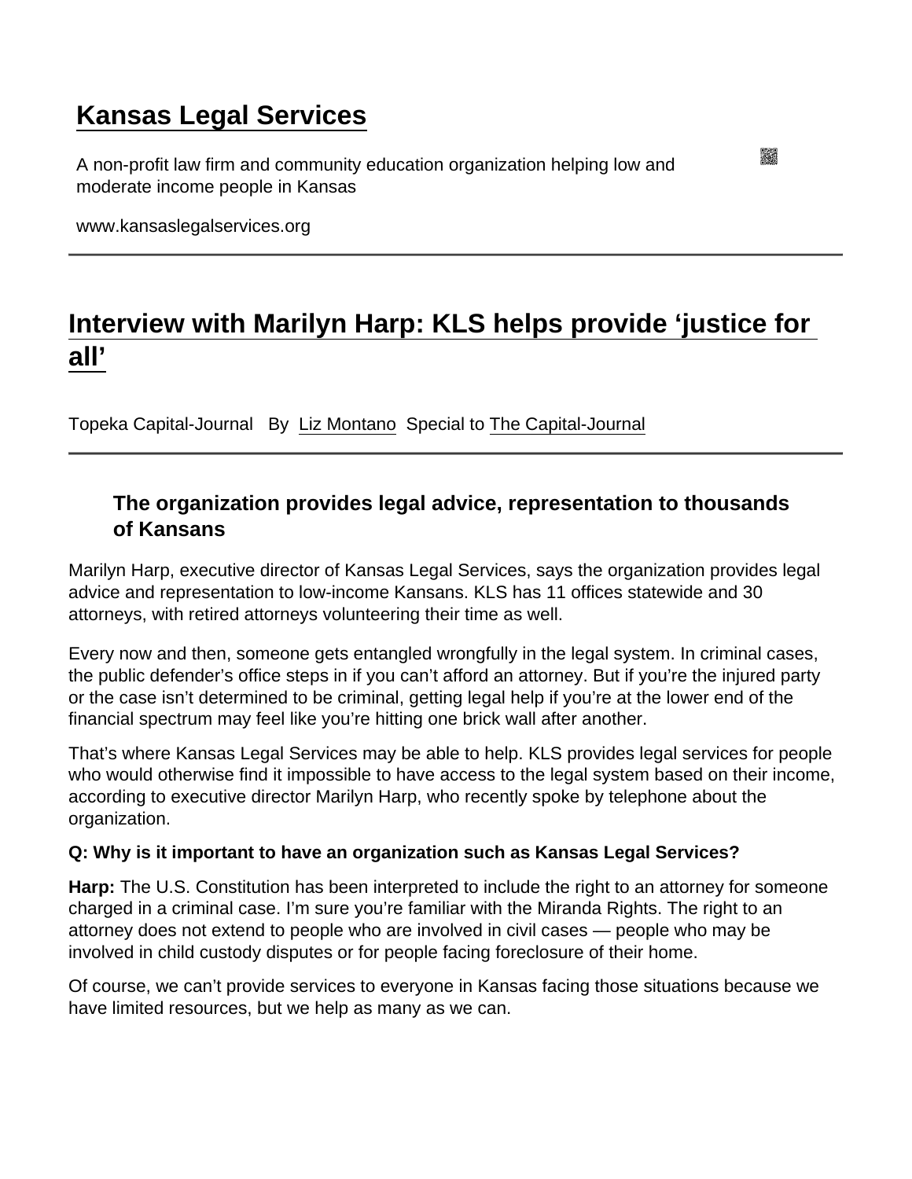# Kansas Legal Services

A non-profit law firm and community education organization helping low and moderate income people in Kansas

www.kansaslegalservices.org

---

## Interview with Marilyn Harp: KLS helps provide 'justice for all'

Topeka Capital-Journal By Liz Montano Special to The Capital-Journal

---

### The organization provides legal advice, representation to thousands of Kansans

Marilyn Harp, executive director of Kansas Legal Services, says the organization provides legal advice and representation to low-income Kansans. KLS has 11 offices statewide and 30 attorneys, with retired attorneys volunteering their time as well.

Every now and then, someone gets entangled wrongfully in the legal system. In criminal cases, the public defender's office steps in if you can't afford an attorney. But if you're the injured party or the case isn't determined to be criminal, getting legal help if you're at the lower end of the financial spectrum may feel like you're hitting one brick wall after another.

That's where Kansas Legal Services may be able to help. KLS provides legal services for people who would otherwise find it impossible to have access to the legal system based on their income, according to executive director Marilyn Harp, who recently spoke by telephone about the organization.

**Q: Why is it important to have an organization such as Kansas Legal Services?**

**Harp:** The U.S. Constitution has been interpreted to include the right to an attorney for someone charged in a criminal case. I'm sure you're familiar with the Miranda Rights. The right to an attorney does not extend to people who are involved in civil cases — people who may be involved in child custody disputes or for people facing foreclosure of their home.

Of course, we can't provide services to everyone in Kansas facing those situations because we have limited resources, but we help as many as we can.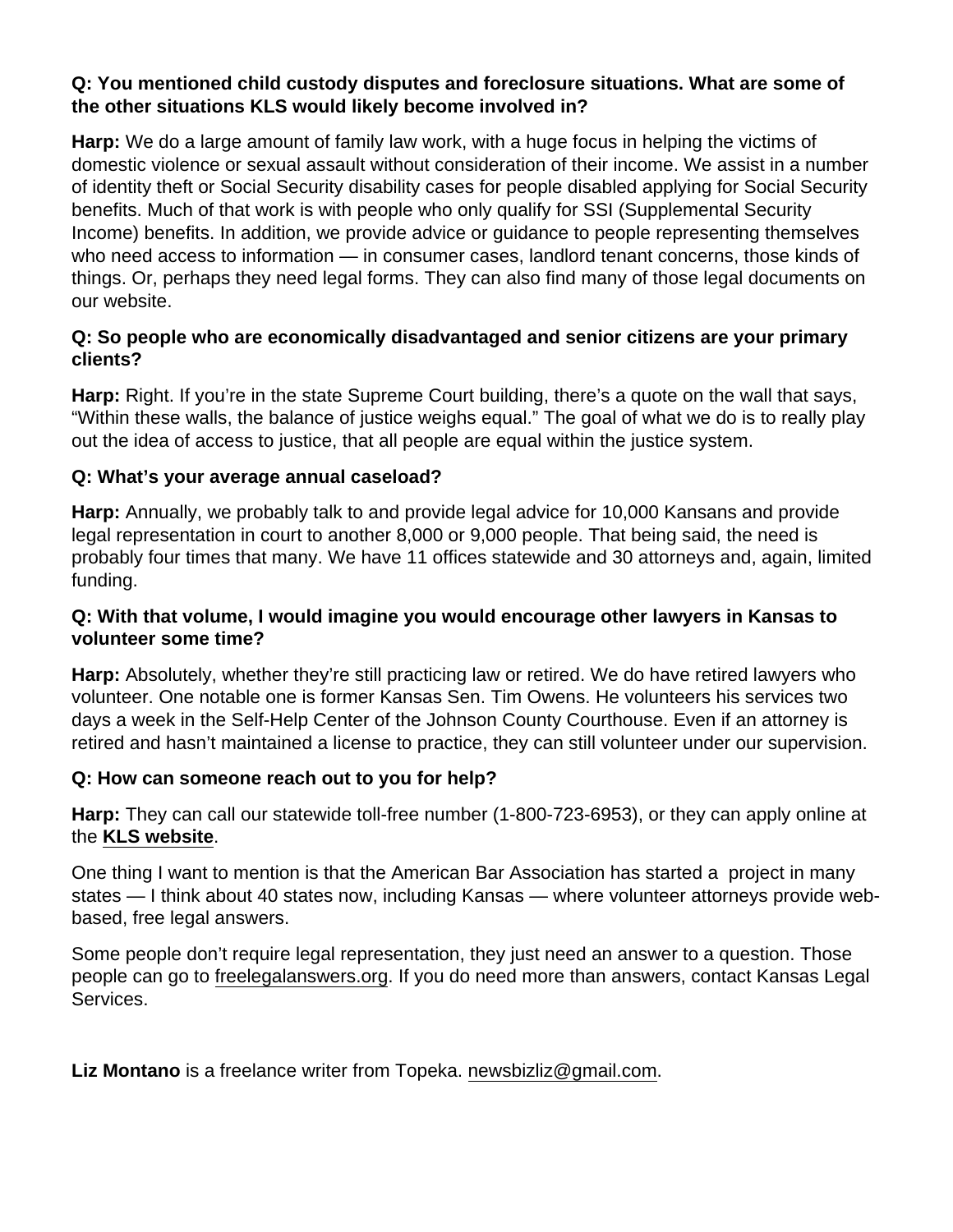**Q: You mentioned child custody disputes and foreclosure situations. What are some of the other situations KLS would likely become involved in?**

**Harp:** We do a large amount of family law work, with a huge focus in helping the victims of domestic violence or sexual assault without consideration of their income. We assist in a number of identity theft or Social Security disability cases for people disabled applying for Social Security benefits. Much of that work is with people who only qualify for SSI (Supplemental Security Income) benefits. In addition, we provide advice or guidance to people representing themselves who need access to information — in consumer cases, landlord tenant concerns, those kinds of things. Or, perhaps they need legal forms. They can also find many of those legal documents on our website.

**Q: So people who are economically disadvantaged and senior citizens are your primary clients?**

**Harp:** Right. If you're in the state Supreme Court building, there's a quote on the wall that says, "Within these walls, the balance of justice weighs equal." The goal of what we do is to really play out the idea of access to justice, that all people are equal within the justice system.

**Q: What's your average annual caseload?**

**Harp:** Annually, we probably talk to and provide legal advice for 10,000 Kansans and provide legal representation in court to another 8,000 or 9,000 people. That being said, the need is probably four times that many. We have 11 offices statewide and 30 attorneys and, again, limited funding.

**Q: With that volume, I would imagine you would encourage other lawyers in Kansas to volunteer some time?**

**Harp:** Absolutely, whether they're still practicing law or retired. We do have retired lawyers who volunteer. One notable one is former Kansas Sen. Tim Owens. He volunteers his services two days a week in the Self-Help Center of the Johnson County Courthouse. Even if an attorney is retired and hasn't maintained a license to practice, they can still volunteer under our supervision.

**Q: How can someone reach out to you for help?**

**Harp:** They can call our statewide toll-free number (1-800-723-6953), or they can apply online at the **KLS website**.

One thing I want to mention is that the American Bar Association has started a project in many states — I think about 40 states now, including Kansas — where volunteer attorneys provide web-based, free legal answers.

Some people don't require legal representation, they just need an answer to a question. Those people can go to freelegalanswers.org. If you do need more than answers, contact Kansas Legal Services.

**Liz Montano** is a freelance writer from Topeka. newsbizliz@gmail.com.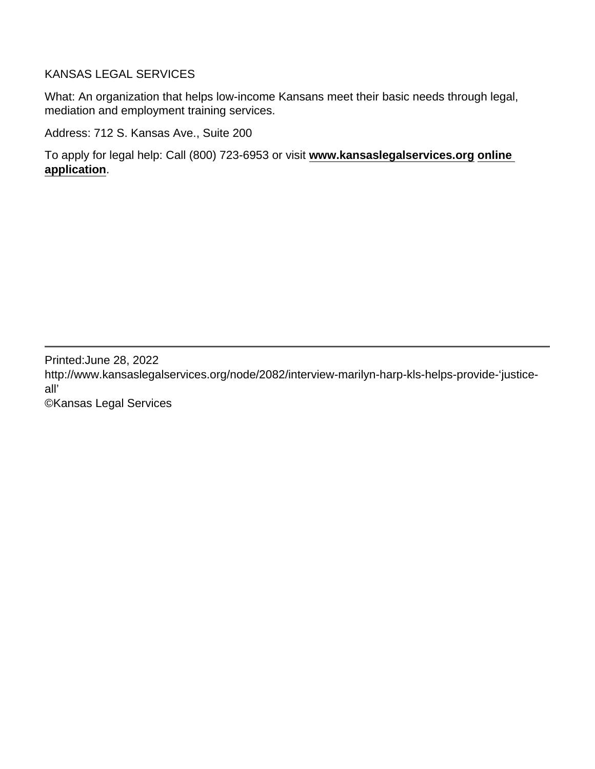KANSAS LEGAL SERVICES

What: An organization that helps low-income Kansans meet their basic needs through legal, mediation and employment training services.

Address: 712 S. Kansas Ave., Suite 200

To apply for legal help: Call (800) 723-6953 or visit **www.kansaslegalservices.org** **online application**.

---

Printed:June 28, 2022

http://www.kansaslegalservices.org/node/2082/interview-marilyn-harp-kls-helps-provide-‘justice-all’

©Kansas Legal Services